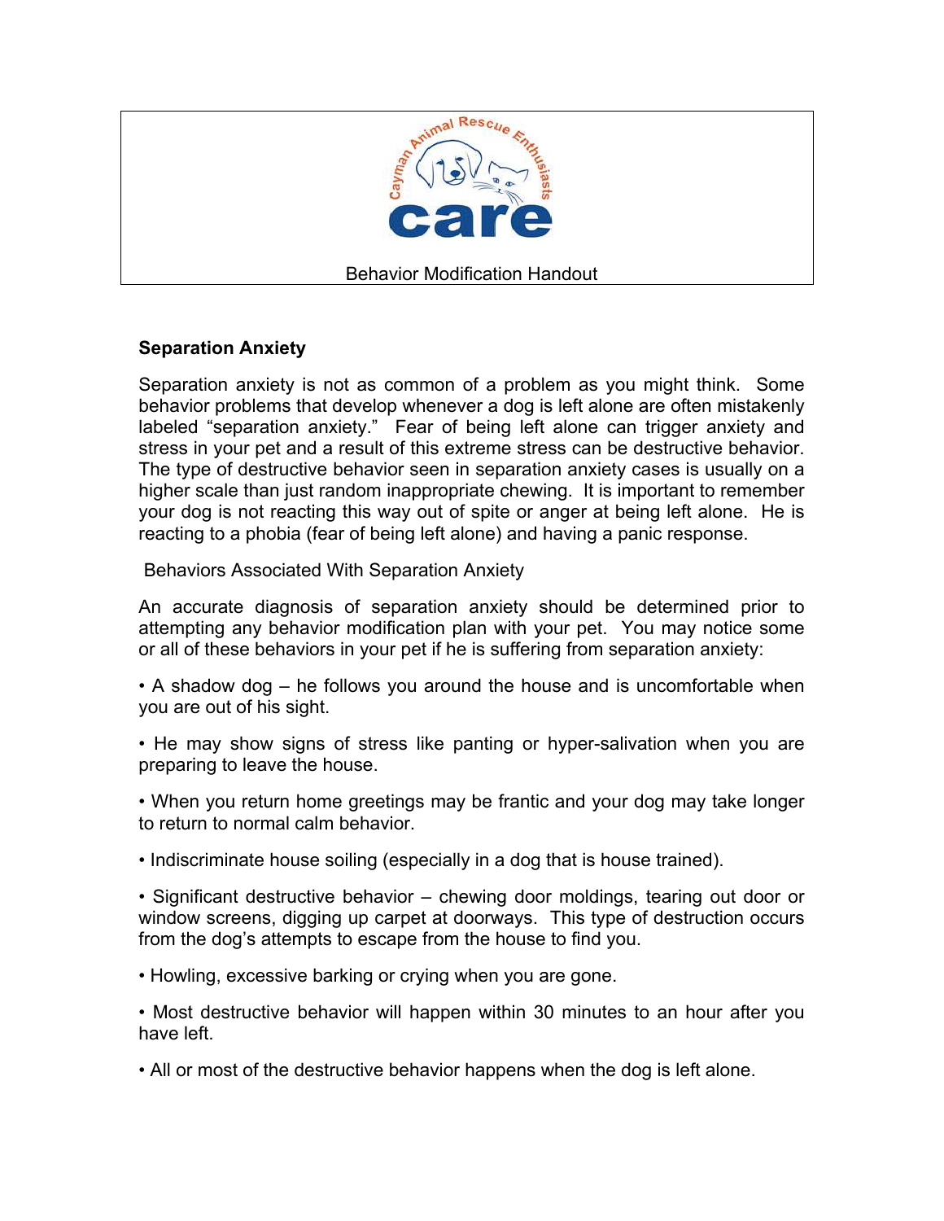Cayman Animal Rescue Enthusiasts

care

Behavior Modification Handout

## Separation Anxiety

Separation anxiety is not as common of a problem as you might think. Some behavior problems that develop whenever a dog is left alone are often mistakenly labeled "separation anxiety." Fear of being left alone can trigger anxiety and stress in your pet and a result of this extreme stress can be destructive behavior. The type of destructive behavior seen in separation anxiety cases is usually on a higher scale than just random inappropriate chewing. It is important to remember your dog is not reacting this way out of spite or anger at being left alone. He is reacting to a phobia (fear of being left alone) and having a panic response.

### Behaviors Associated With Separation Anxiety

An accurate diagnosis of separation anxiety should be determined prior to attempting any behavior modification plan with your pet. You may notice some or all of these behaviors in your pet if he is suffering from separation anxiety:

- A shadow dog – he follows you around the house and is uncomfortable when you are out of his sight.
- He may show signs of stress like panting or hyper-salivation when you are preparing to leave the house.
- When you return home greetings may be frantic and your dog may take longer to return to normal calm behavior.
- Indiscriminate house soiling (especially in a dog that is house trained).
- Significant destructive behavior – chewing door moldings, tearing out door or window screens, digging up carpet at doorways. This type of destruction occurs from the dog's attempts to escape from the house to find you.
- Howling, excessive barking or crying when you are gone.
- Most destructive behavior will happen within 30 minutes to an hour after you have left.
- All or most of the destructive behavior happens when the dog is left alone.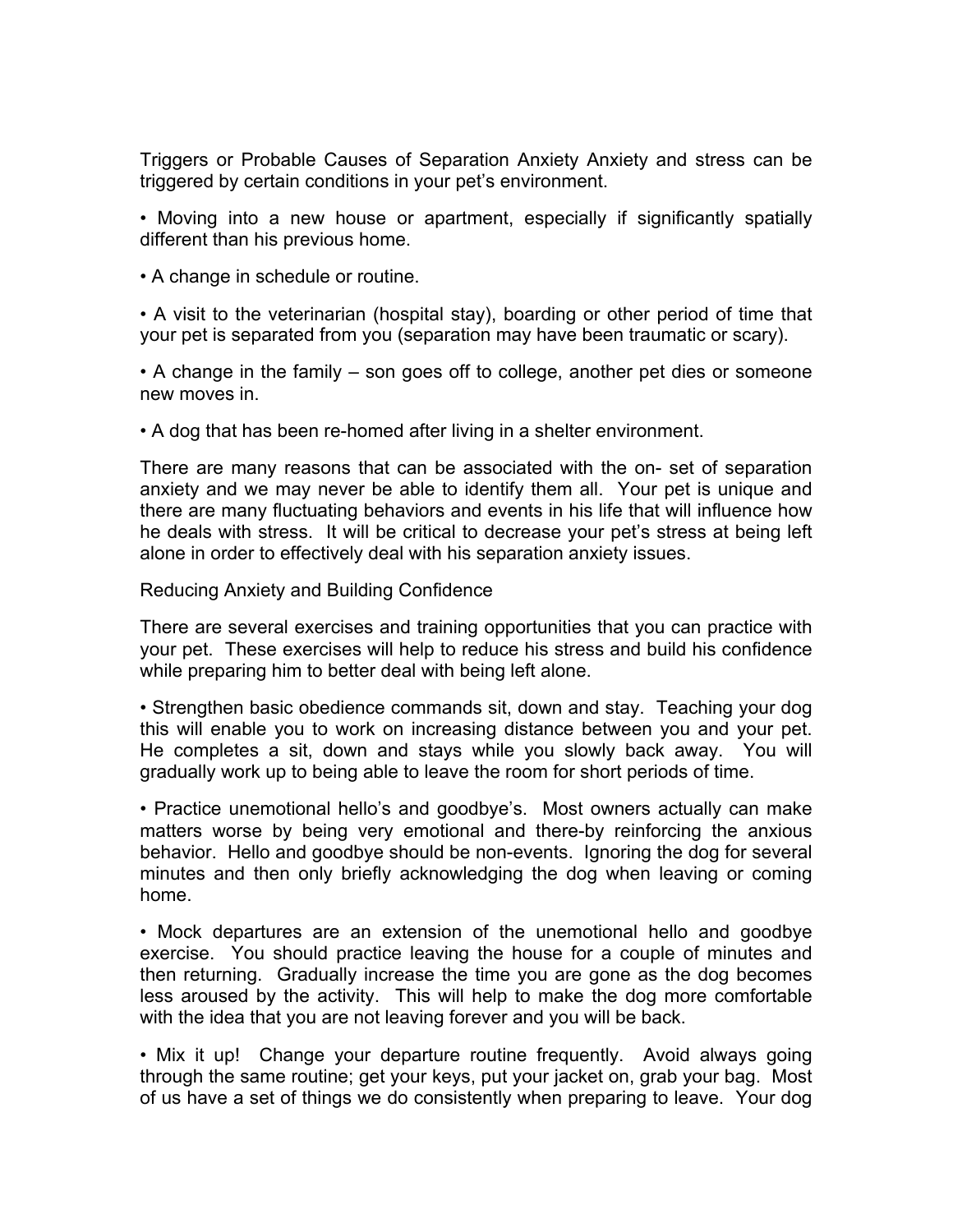Triggers or Probable Causes of Separation Anxiety Anxiety and stress can be triggered by certain conditions in your pet's environment.

• Moving into a new house or apartment, especially if significantly spatially different than his previous home.

• A change in schedule or routine.

• A visit to the veterinarian (hospital stay), boarding or other period of time that your pet is separated from you (separation may have been traumatic or scary).

• A change in the family – son goes off to college, another pet dies or someone new moves in.

• A dog that has been re-homed after living in a shelter environment.

There are many reasons that can be associated with the on- set of separation anxiety and we may never be able to identify them all. Your pet is unique and there are many fluctuating behaviors and events in his life that will influence how he deals with stress. It will be critical to decrease your pet's stress at being left alone in order to effectively deal with his separation anxiety issues.

Reducing Anxiety and Building Confidence

There are several exercises and training opportunities that you can practice with your pet. These exercises will help to reduce his stress and build his confidence while preparing him to better deal with being left alone.

• Strengthen basic obedience commands sit, down and stay. Teaching your dog this will enable you to work on increasing distance between you and your pet. He completes a sit, down and stays while you slowly back away. You will gradually work up to being able to leave the room for short periods of time.

• Practice unemotional hello's and goodbye's. Most owners actually can make matters worse by being very emotional and there-by reinforcing the anxious behavior. Hello and goodbye should be non-events. Ignoring the dog for several minutes and then only briefly acknowledging the dog when leaving or coming home.

• Mock departures are an extension of the unemotional hello and goodbye exercise. You should practice leaving the house for a couple of minutes and then returning. Gradually increase the time you are gone as the dog becomes less aroused by the activity. This will help to make the dog more comfortable with the idea that you are not leaving forever and you will be back.

• Mix it up! Change your departure routine frequently. Avoid always going through the same routine; get your keys, put your jacket on, grab your bag. Most of us have a set of things we do consistently when preparing to leave. Your dog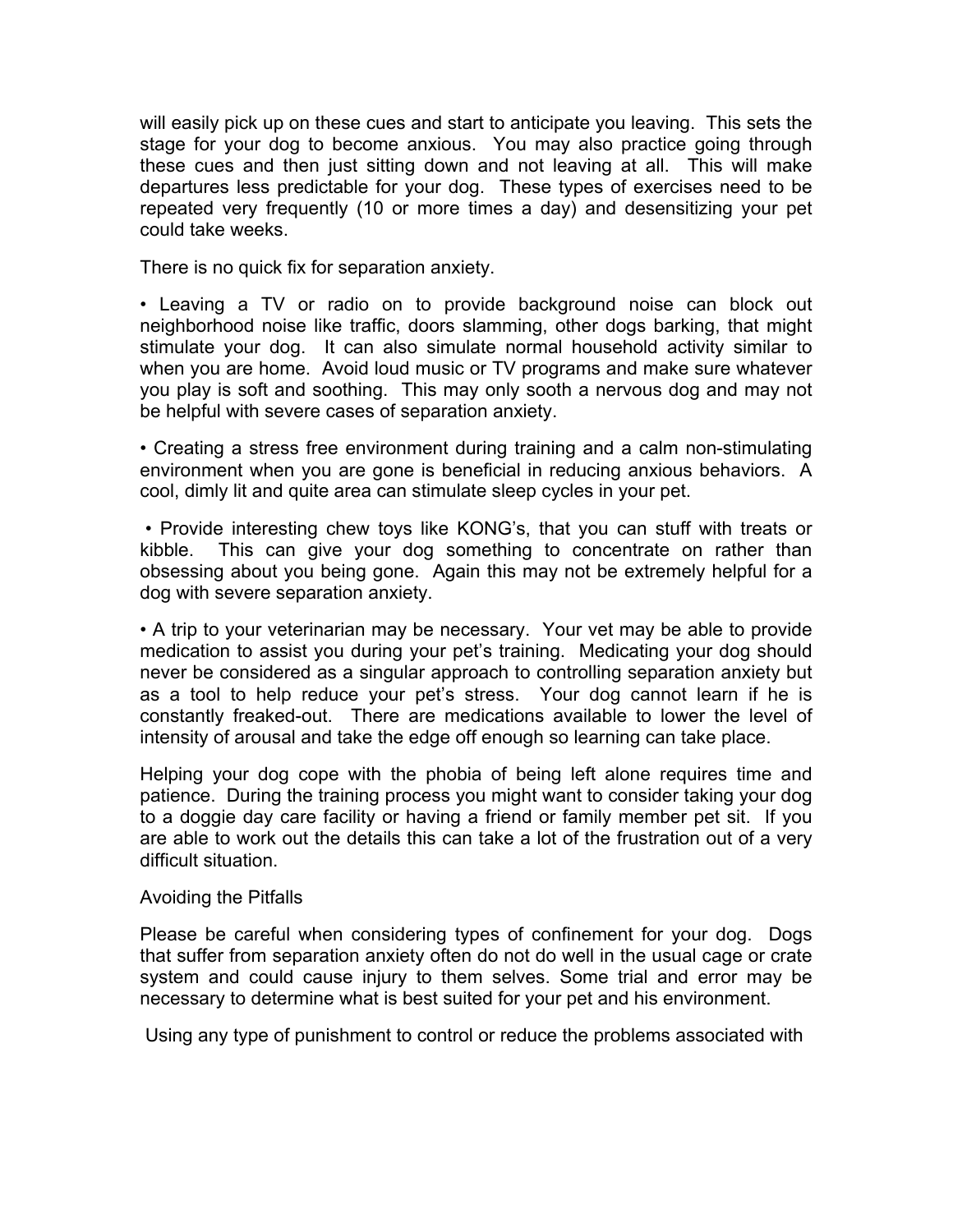will easily pick up on these cues and start to anticipate you leaving. This sets the stage for your dog to become anxious. You may also practice going through these cues and then just sitting down and not leaving at all. This will make departures less predictable for your dog. These types of exercises need to be repeated very frequently (10 or more times a day) and desensitizing your pet could take weeks.

There is no quick fix for separation anxiety.

• Leaving a TV or radio on to provide background noise can block out neighborhood noise like traffic, doors slamming, other dogs barking, that might stimulate your dog. It can also simulate normal household activity similar to when you are home. Avoid loud music or TV programs and make sure whatever you play is soft and soothing. This may only sooth a nervous dog and may not be helpful with severe cases of separation anxiety.

• Creating a stress free environment during training and a calm non-stimulating environment when you are gone is beneficial in reducing anxious behaviors. A cool, dimly lit and quite area can stimulate sleep cycles in your pet.

• Provide interesting chew toys like KONG's, that you can stuff with treats or kibble. This can give your dog something to concentrate on rather than obsessing about you being gone. Again this may not be extremely helpful for a dog with severe separation anxiety.

• A trip to your veterinarian may be necessary. Your vet may be able to provide medication to assist you during your pet's training. Medicating your dog should never be considered as a singular approach to controlling separation anxiety but as a tool to help reduce your pet's stress. Your dog cannot learn if he is constantly freaked-out. There are medications available to lower the level of intensity of arousal and take the edge off enough so learning can take place.

Helping your dog cope with the phobia of being left alone requires time and patience. During the training process you might want to consider taking your dog to a doggie day care facility or having a friend or family member pet sit. If you are able to work out the details this can take a lot of the frustration out of a very difficult situation.

Avoiding the Pitfalls

Please be careful when considering types of confinement for your dog. Dogs that suffer from separation anxiety often do not do well in the usual cage or crate system and could cause injury to them selves. Some trial and error may be necessary to determine what is best suited for your pet and his environment.

Using any type of punishment to control or reduce the problems associated with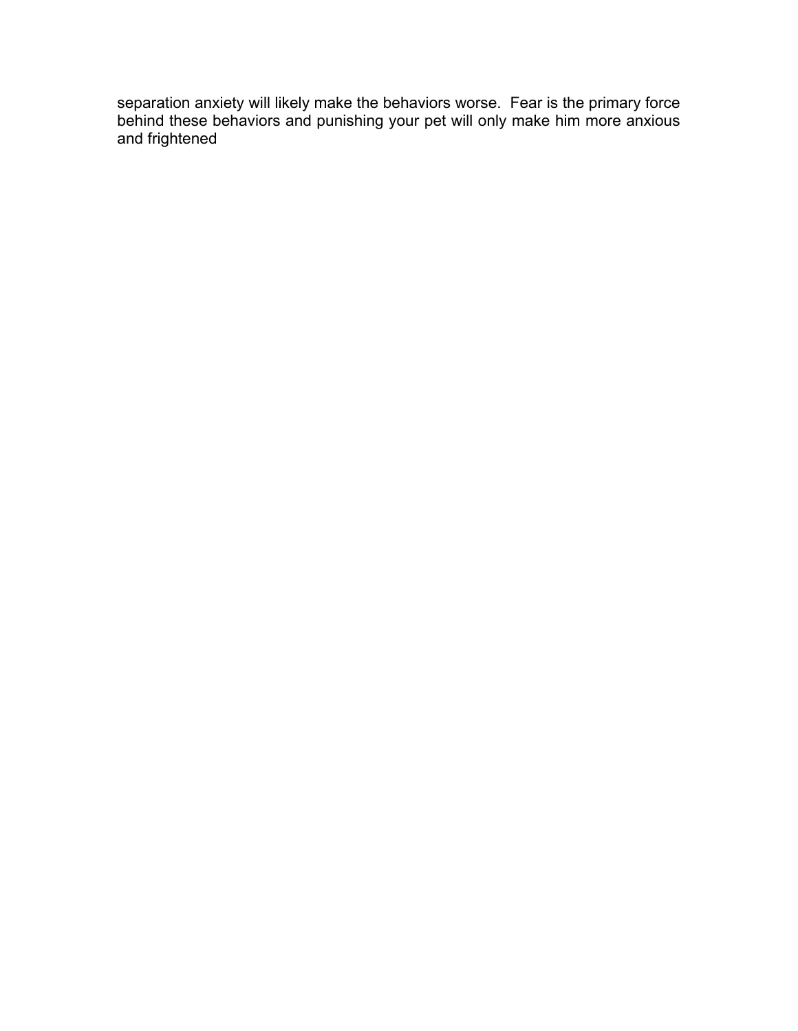separation anxiety will likely make the behaviors worse. Fear is the primary force behind these behaviors and punishing your pet will only make him more anxious and frightened